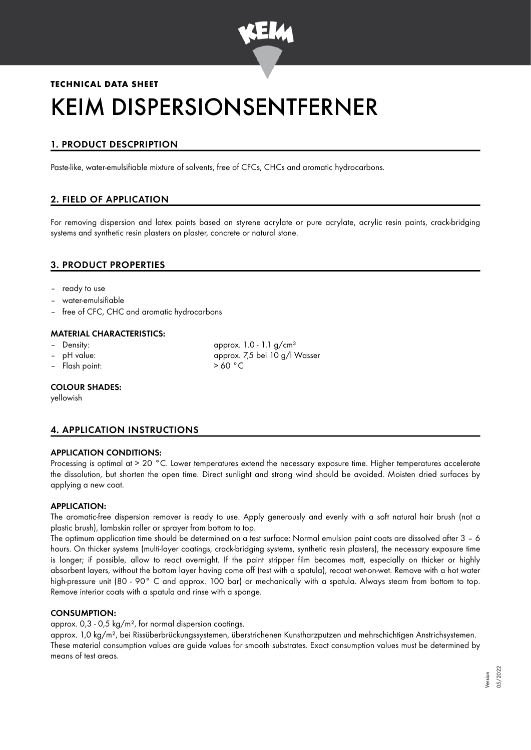**TECHNICAL DATA SHEET**

# KEIM DISPERSIONSENTFERNER

## 1. PRODUCT DESCPRIPTION

Paste-like, water-emulsifiable mixture of solvents, free of CFCs, CHCs and aromatic hydrocarbons.

## 2. FIELD OF APPLICATION

For removing dispersion and latex paints based on styrene acrylate or pure acrylate, acrylic resin paints, crack-bridging systems and synthetic resin plasters on plaster, concrete or natural stone.

## 3. PRODUCT PROPERTIES

- ready to use
- water-emulsifiable
- free of CFC, CHC and aromatic hydrocarbons

### MATERIAL CHARACTERISTICS:

- Density: approx. 1.0 - 1.1 g/cm³
- pH value: approx. 7,5 bei 10 g/l Wasser
- Flash point: > 60 °C

### COLOUR SHADES:

yellowish

## 4. APPLICATION INSTRUCTIONS

### APPLICATION CONDITIONS:

Processing is optimal at > 20 °C. Lower temperatures extend the necessary exposure time. Higher temperatures accelerate the dissolution, but shorten the open time. Direct sunlight and strong wind should be avoided. Moisten dried surfaces by applying a new coat.

### APPLICATION:

The aromatic-free dispersion remover is ready to use. Apply generously and evenly with a soft natural hair brush (not a plastic brush), lambskin roller or sprayer from bottom to top.

The optimum application time should be determined on a test surface: Normal emulsion paint coats are dissolved after 3 – 6 hours. On thicker systems (multi-layer coatings, crack-bridging systems, synthetic resin plasters), the necessary exposure time is longer; if possible, allow to react overnight. If the paint stripper film becomes matt, especially on thicker or highly absorbent layers, without the bottom layer having come off (test with a spatula), recoat wet-on-wet. Remove with a hot water high-pressure unit (80 - 90° C and approx. 100 bar) or mechanically with a spatula. Always steam from bottom to top. Remove interior coats with a spatula and rinse with a sponge.

### CONSUMPTION:

approx. 0,3 - 0,5 kg/m², for normal dispersion coatings.

approx. 1,0 kg/m², bei Rissüberbrückungssystemen, überstrichenen Kunstharzputzen und mehrschichtigen Anstrichsystemen.

These material consumption values are guide values for smooth substrates. Exact consumption values must be determined by means of test areas.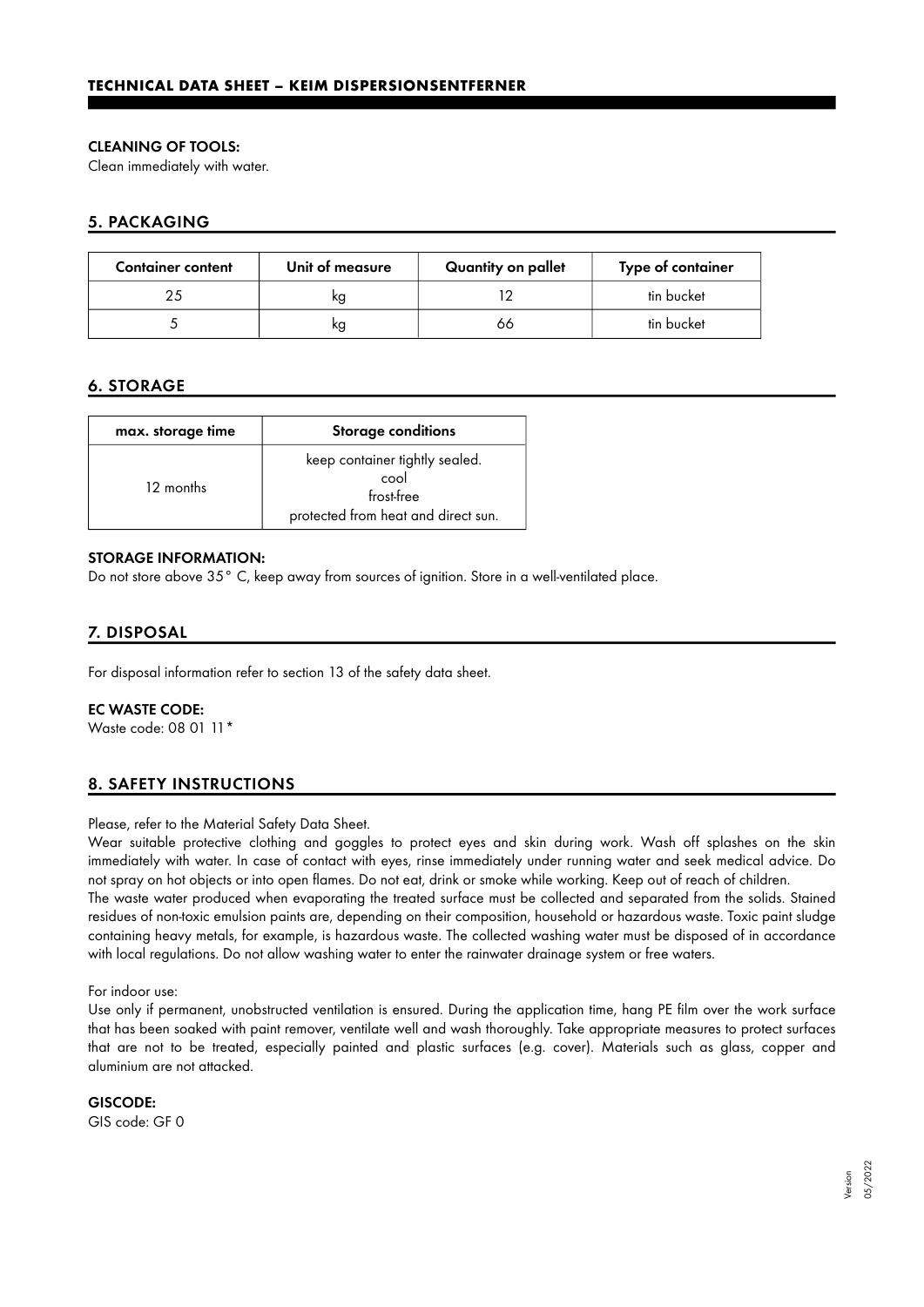**CLEANING OF TOOLS:**
Clean immediately with water.

## 5. PACKAGING

| Container content | Unit of measure | Quantity on pallet | Type of container |
|---|---|---|---|
| 25 | kg | 12 | tin bucket |
| 5 | kg | 66 | tin bucket |

## 6. STORAGE

| max. storage time | Storage conditions |
|---|---|
| 12 months | keep container tightly sealed.<br>cool<br>frost-free<br>protected from heat and direct sun. |

**STORAGE INFORMATION:**
Do not store above 35° C, keep away from sources of ignition. Store in a well-ventilated place.

## 7. DISPOSAL

For disposal information refer to section 13 of the safety data sheet.

**EC WASTE CODE:**
Waste code: 08 01 11*

## 8. SAFETY INSTRUCTIONS

Please, refer to the Material Safety Data Sheet.
Wear suitable protective clothing and goggles to protect eyes and skin during work. Wash off splashes on the skin immediately with water. In case of contact with eyes, rinse immediately under running water and seek medical advice. Do not spray on hot objects or into open flames. Do not eat, drink or smoke while working. Keep out of reach of children.
The waste water produced when evaporating the treated surface must be collected and separated from the solids. Stained residues of non-toxic emulsion paints are, depending on their composition, household or hazardous waste. Toxic paint sludge containing heavy metals, for example, is hazardous waste. The collected washing water must be disposed of in accordance with local regulations. Do not allow washing water to enter the rainwater drainage system or free waters.

For indoor use:
Use only if permanent, unobstructed ventilation is ensured. During the application time, hang PE film over the work surface that has been soaked with paint remover, ventilate well and wash thoroughly. Take appropriate measures to protect surfaces that are not to be treated, especially painted and plastic surfaces (e.g. cover). Materials such as glass, copper and aluminium are not attacked.

**GISCODE:**
GIS code: GF 0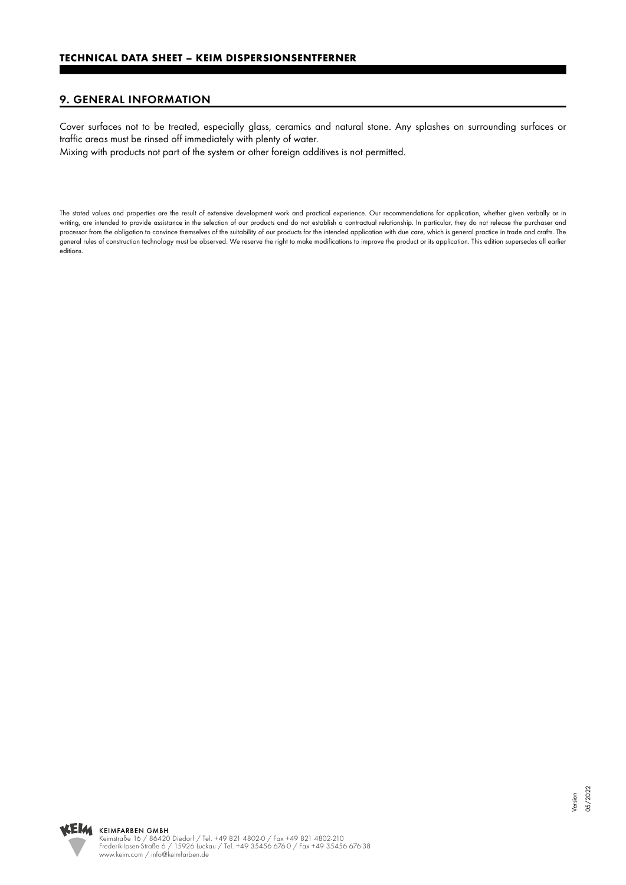## 9. GENERAL INFORMATION

Cover surfaces not to be treated, especially glass, ceramics and natural stone. Any splashes on surrounding surfaces or traffic areas must be rinsed off immediately with plenty of water.
Mixing with products not part of the system or other foreign additives is not permitted.

The stated values and properties are the result of extensive development work and practical experience. Our recommendations for application, whether given verbally or in writing, are intended to provide assistance in the selection of our products and do not establish a contractual relationship. In particular, they do not release the purchaser and processor from the obligation to convince themselves of the suitability of our products for the intended application with due care, which is general practice in trade and crafts. The general rules of construction technology must be observed. We reserve the right to make modifications to improve the product or its application. This edition supersedes all earlier editions.

KEIMFARBEN GMBH
Keimstraße 16 / 86420 Diedorf / Tel. +49 821 4802-0 / Fax +49 821 4802-210
Frederik-Ipsen-Straße 6 / 15926 Luckau / Tel. +49 35456 676-0 / Fax +49 35456 676-38
www.keim.com / info@keimfarben.de

Version 05/2022